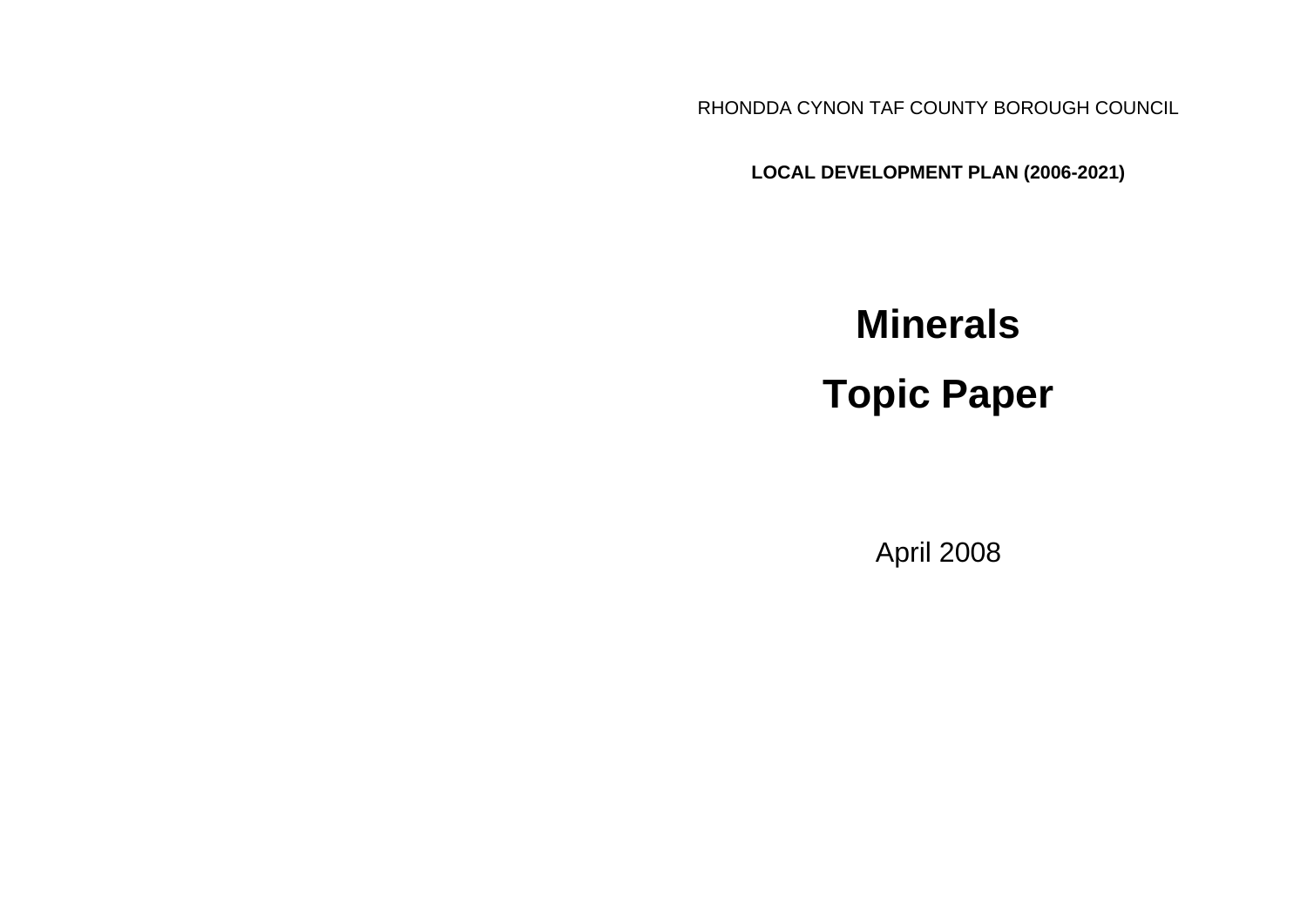RHONDDA CYNON TAF COUNTY BOROUGH COUNCIL

**LOCAL DEVELOPMENT PLAN (2006-2021)**

# Minerals

# Topic Paper

April 2008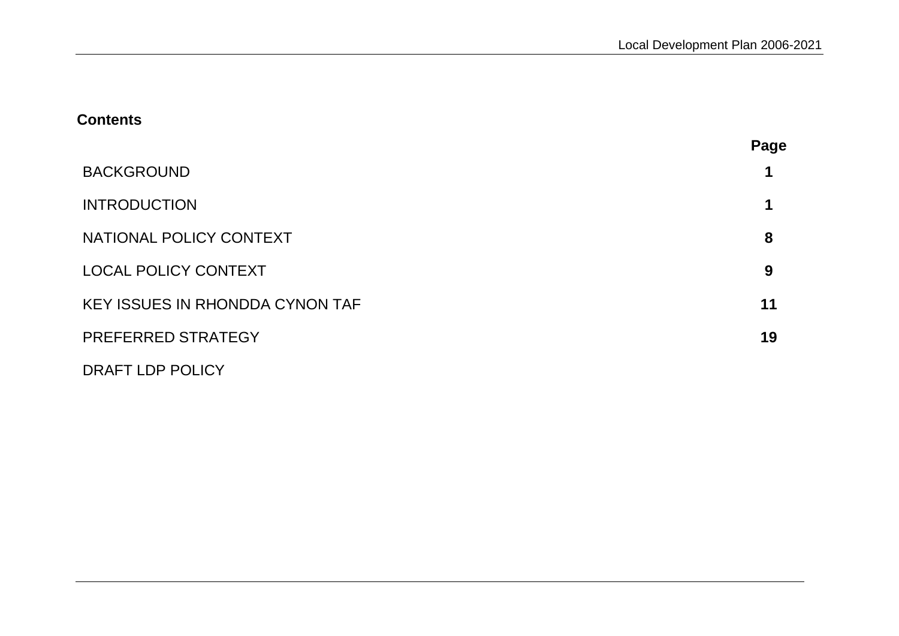## Contents

| | Page |
|---|---|
| BACKGROUND | **1** |
| INTRODUCTION | **1** |
| NATIONAL POLICY CONTEXT | **8** |
| LOCAL POLICY CONTEXT | **9** |
| KEY ISSUES IN RHONDDA CYNON TAF | **11** |
| PREFERRED STRATEGY | **19** |
| DRAFT LDP POLICY | |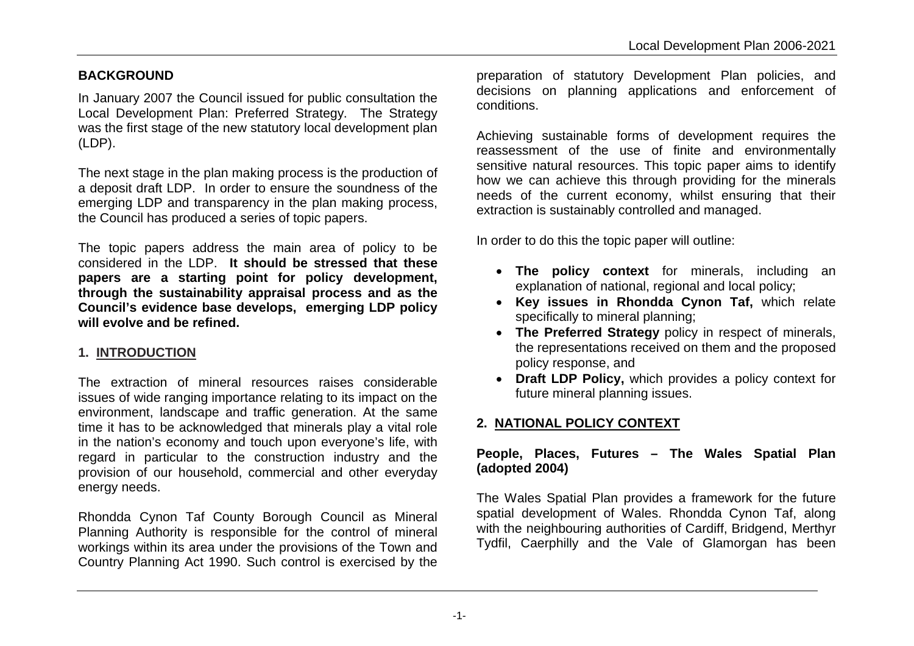## BACKGROUND

In January 2007 the Council issued for public consultation the Local Development Plan: Preferred Strategy. The Strategy was the first stage of the new statutory local development plan (LDP).

The next stage in the plan making process is the production of a deposit draft LDP. In order to ensure the soundness of the emerging LDP and transparency in the plan making process, the Council has produced a series of topic papers.

The topic papers address the main area of policy to be considered in the LDP. **It should be stressed that these papers are a starting point for policy development, through the sustainability appraisal process and as the Council's evidence base develops, emerging LDP policy will evolve and be refined.**

## 1. INTRODUCTION

The extraction of mineral resources raises considerable issues of wide ranging importance relating to its impact on the environment, landscape and traffic generation. At the same time it has to be acknowledged that minerals play a vital role in the nation's economy and touch upon everyone's life, with regard in particular to the construction industry and the provision of our household, commercial and other everyday energy needs.

Rhondda Cynon Taf County Borough Council as Mineral Planning Authority is responsible for the control of mineral workings within its area under the provisions of the Town and Country Planning Act 1990. Such control is exercised by the preparation of statutory Development Plan policies, and decisions on planning applications and enforcement of conditions.

Achieving sustainable forms of development requires the reassessment of the use of finite and environmentally sensitive natural resources. This topic paper aims to identify how we can achieve this through providing for the minerals needs of the current economy, whilst ensuring that their extraction is sustainably controlled and managed.

In order to do this the topic paper will outline:

- **The policy context** for minerals, including an explanation of national, regional and local policy;
- **Key issues in Rhondda Cynon Taf,** which relate specifically to mineral planning;
- **The Preferred Strategy** policy in respect of minerals, the representations received on them and the proposed policy response, and
- **Draft LDP Policy,** which provides a policy context for future mineral planning issues.

## 2. NATIONAL POLICY CONTEXT

### People, Places, Futures – The Wales Spatial Plan (adopted 2004)

The Wales Spatial Plan provides a framework for the future spatial development of Wales. Rhondda Cynon Taf, along with the neighbouring authorities of Cardiff, Bridgend, Merthyr Tydfil, Caerphilly and the Vale of Glamorgan has been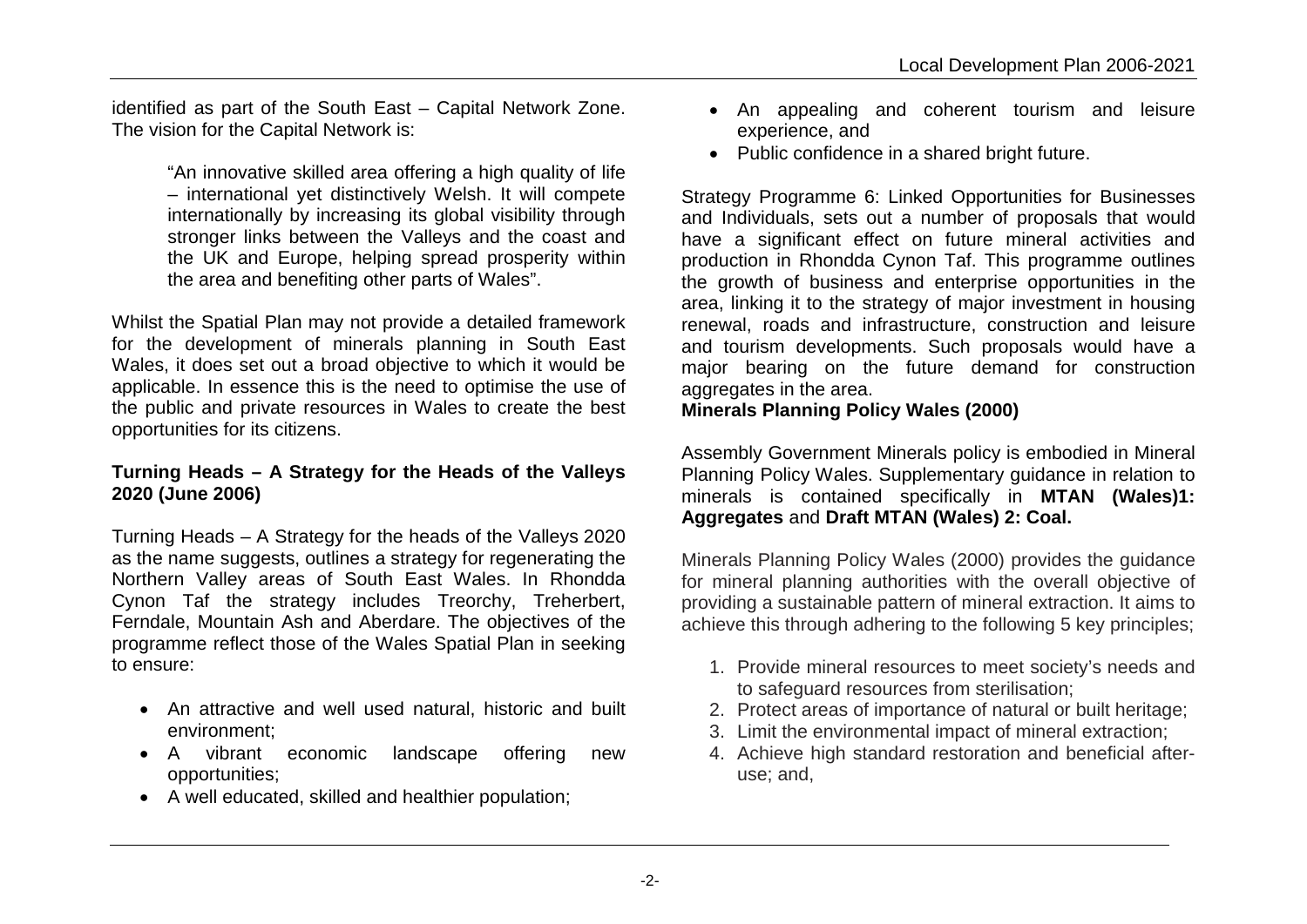identified as part of the South East – Capital Network Zone. The vision for the Capital Network is:

> "An innovative skilled area offering a high quality of life – international yet distinctively Welsh. It will compete internationally by increasing its global visibility through stronger links between the Valleys and the coast and the UK and Europe, helping spread prosperity within the area and benefiting other parts of Wales".

Whilst the Spatial Plan may not provide a detailed framework for the development of minerals planning in South East Wales, it does set out a broad objective to which it would be applicable. In essence this is the need to optimise the use of the public and private resources in Wales to create the best opportunities for its citizens.

**Turning Heads – A Strategy for the Heads of the Valleys 2020 (June 2006)**

Turning Heads – A Strategy for the heads of the Valleys 2020 as the name suggests, outlines a strategy for regenerating the Northern Valley areas of South East Wales. In Rhondda Cynon Taf the strategy includes Treorchy, Treherbert, Ferndale, Mountain Ash and Aberdare. The objectives of the programme reflect those of the Wales Spatial Plan in seeking to ensure:

- An attractive and well used natural, historic and built environment;
- A vibrant economic landscape offering new opportunities;
- A well educated, skilled and healthier population;
- An appealing and coherent tourism and leisure experience, and
- Public confidence in a shared bright future.

Strategy Programme 6: Linked Opportunities for Businesses and Individuals, sets out a number of proposals that would have a significant effect on future mineral activities and production in Rhondda Cynon Taf. This programme outlines the growth of business and enterprise opportunities in the area, linking it to the strategy of major investment in housing renewal, roads and infrastructure, construction and leisure and tourism developments. Such proposals would have a major bearing on the future demand for construction aggregates in the area.

**Minerals Planning Policy Wales (2000)**

Assembly Government Minerals policy is embodied in Mineral Planning Policy Wales. Supplementary guidance in relation to minerals is contained specifically in **MTAN (Wales)1: Aggregates** and **Draft MTAN (Wales) 2: Coal.**

Minerals Planning Policy Wales (2000) provides the guidance for mineral planning authorities with the overall objective of providing a sustainable pattern of mineral extraction. It aims to achieve this through adhering to the following 5 key principles;

1. Provide mineral resources to meet society's needs and to safeguard resources from sterilisation;
2. Protect areas of importance of natural or built heritage;
3. Limit the environmental impact of mineral extraction;
4. Achieve high standard restoration and beneficial after-use; and,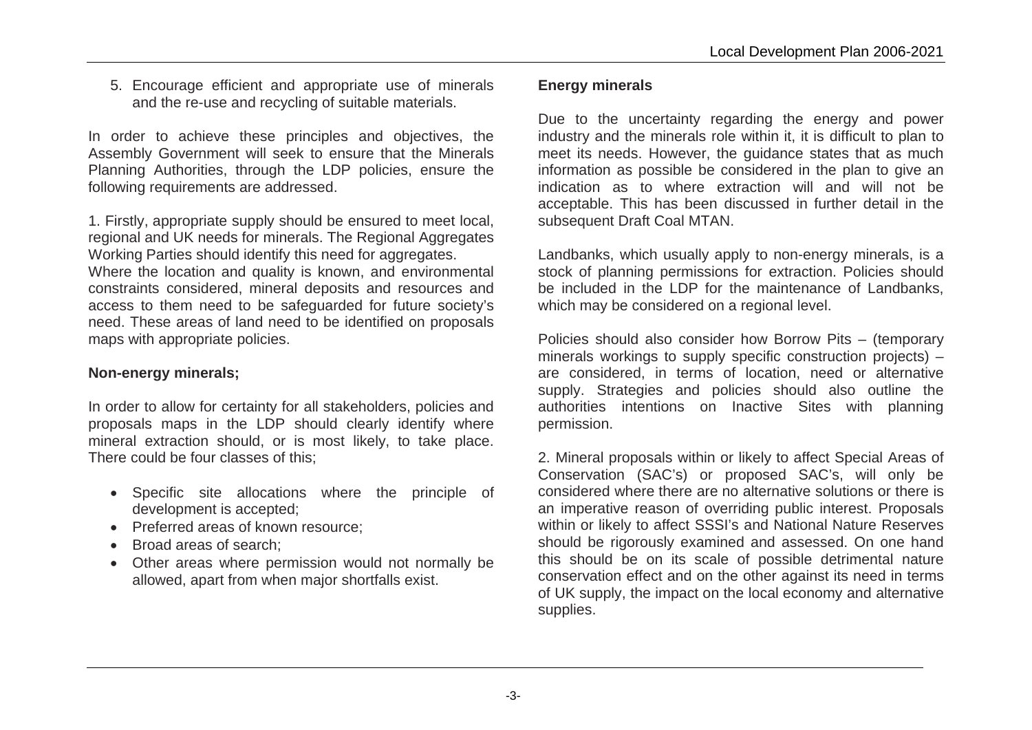5. Encourage efficient and appropriate use of minerals and the re-use and recycling of suitable materials.

In order to achieve these principles and objectives, the Assembly Government will seek to ensure that the Minerals Planning Authorities, through the LDP policies, ensure the following requirements are addressed.

1. Firstly, appropriate supply should be ensured to meet local, regional and UK needs for minerals. The Regional Aggregates Working Parties should identify this need for aggregates.
Where the location and quality is known, and environmental constraints considered, mineral deposits and resources and access to them need to be safeguarded for future society's need. These areas of land need to be identified on proposals maps with appropriate policies.

**Non-energy minerals;**

In order to allow for certainty for all stakeholders, policies and proposals maps in the LDP should clearly identify where mineral extraction should, or is most likely, to take place. There could be four classes of this;

- Specific site allocations where the principle of development is accepted;
- Preferred areas of known resource;
- Broad areas of search;
- Other areas where permission would not normally be allowed, apart from when major shortfalls exist.

**Energy minerals**

Due to the uncertainty regarding the energy and power industry and the minerals role within it, it is difficult to plan to meet its needs. However, the guidance states that as much information as possible be considered in the plan to give an indication as to where extraction will and will not be acceptable. This has been discussed in further detail in the subsequent Draft Coal MTAN.

Landbanks, which usually apply to non-energy minerals, is a stock of planning permissions for extraction. Policies should be included in the LDP for the maintenance of Landbanks, which may be considered on a regional level.

Policies should also consider how Borrow Pits – (temporary minerals workings to supply specific construction projects) – are considered, in terms of location, need or alternative supply. Strategies and policies should also outline the authorities intentions on Inactive Sites with planning permission.

2. Mineral proposals within or likely to affect Special Areas of Conservation (SAC's) or proposed SAC's, will only be considered where there are no alternative solutions or there is an imperative reason of overriding public interest. Proposals within or likely to affect SSSI's and National Nature Reserves should be rigorously examined and assessed. On one hand this should be on its scale of possible detrimental nature conservation effect and on the other against its need in terms of UK supply, the impact on the local economy and alternative supplies.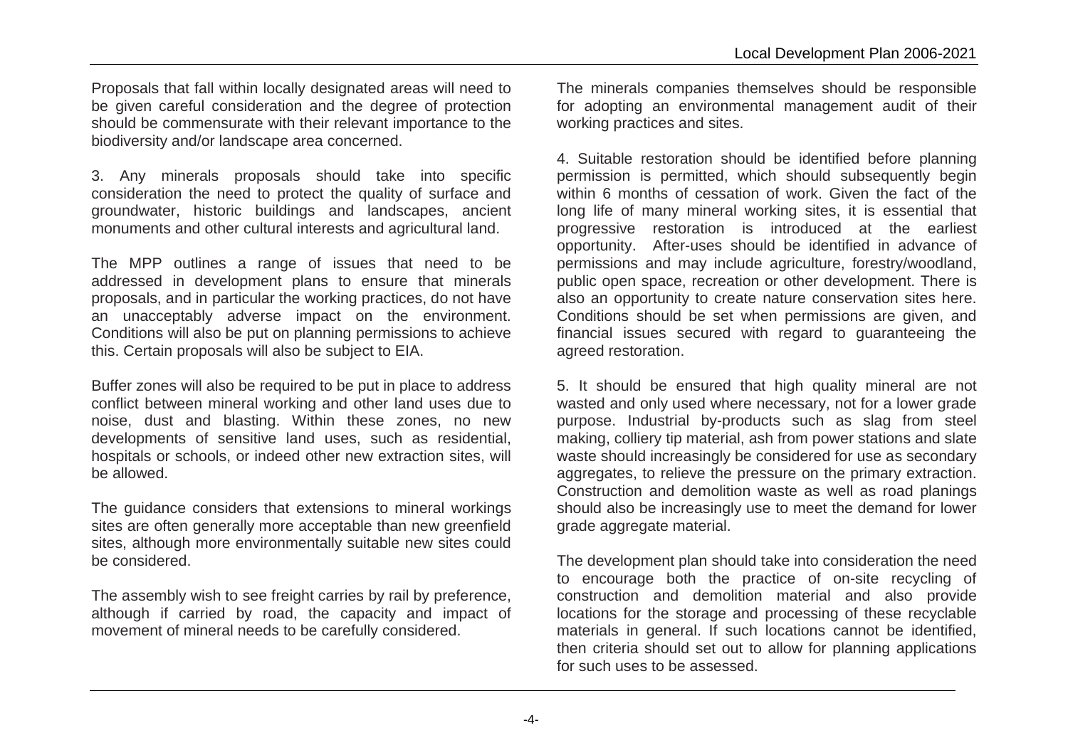Proposals that fall within locally designated areas will need to be given careful consideration and the degree of protection should be commensurate with their relevant importance to the biodiversity and/or landscape area concerned.

3. Any minerals proposals should take into specific consideration the need to protect the quality of surface and groundwater, historic buildings and landscapes, ancient monuments and other cultural interests and agricultural land.

The MPP outlines a range of issues that need to be addressed in development plans to ensure that minerals proposals, and in particular the working practices, do not have an unacceptably adverse impact on the environment. Conditions will also be put on planning permissions to achieve this. Certain proposals will also be subject to EIA.

Buffer zones will also be required to be put in place to address conflict between mineral working and other land uses due to noise, dust and blasting. Within these zones, no new developments of sensitive land uses, such as residential, hospitals or schools, or indeed other new extraction sites, will be allowed.

The guidance considers that extensions to mineral workings sites are often generally more acceptable than new greenfield sites, although more environmentally suitable new sites could be considered.

The assembly wish to see freight carries by rail by preference, although if carried by road, the capacity and impact of movement of mineral needs to be carefully considered.

The minerals companies themselves should be responsible for adopting an environmental management audit of their working practices and sites.

4. Suitable restoration should be identified before planning permission is permitted, which should subsequently begin within 6 months of cessation of work. Given the fact of the long life of many mineral working sites, it is essential that progressive restoration is introduced at the earliest opportunity. After-uses should be identified in advance of permissions and may include agriculture, forestry/woodland, public open space, recreation or other development. There is also an opportunity to create nature conservation sites here. Conditions should be set when permissions are given, and financial issues secured with regard to guaranteeing the agreed restoration.

5. It should be ensured that high quality mineral are not wasted and only used where necessary, not for a lower grade purpose. Industrial by-products such as slag from steel making, colliery tip material, ash from power stations and slate waste should increasingly be considered for use as secondary aggregates, to relieve the pressure on the primary extraction. Construction and demolition waste as well as road planings should also be increasingly use to meet the demand for lower grade aggregate material.

The development plan should take into consideration the need to encourage both the practice of on-site recycling of construction and demolition material and also provide locations for the storage and processing of these recyclable materials in general. If such locations cannot be identified, then criteria should set out to allow for planning applications for such uses to be assessed.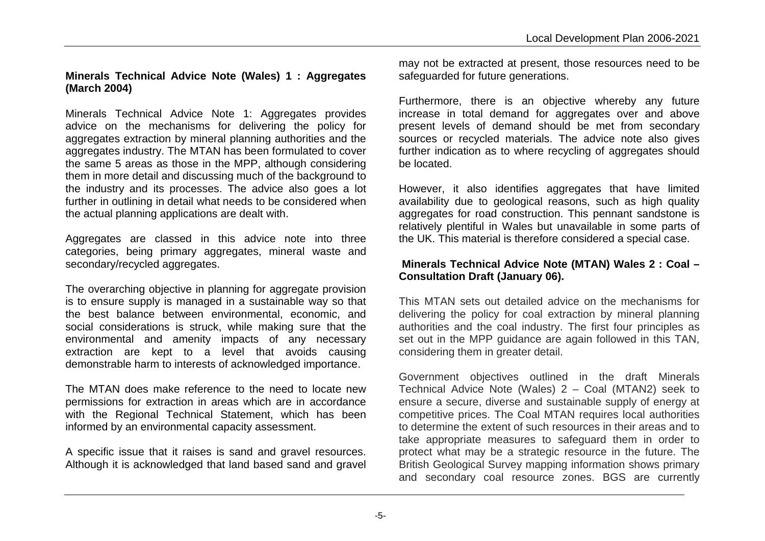**Minerals Technical Advice Note (Wales) 1 : Aggregates (March 2004)**

Minerals Technical Advice Note 1: Aggregates provides advice on the mechanisms for delivering the policy for aggregates extraction by mineral planning authorities and the aggregates industry. The MTAN has been formulated to cover the same 5 areas as those in the MPP, although considering them in more detail and discussing much of the background to the industry and its processes. The advice also goes a lot further in outlining in detail what needs to be considered when the actual planning applications are dealt with.

Aggregates are classed in this advice note into three categories, being primary aggregates, mineral waste and secondary/recycled aggregates.

The overarching objective in planning for aggregate provision is to ensure supply is managed in a sustainable way so that the best balance between environmental, economic, and social considerations is struck, while making sure that the environmental and amenity impacts of any necessary extraction are kept to a level that avoids causing demonstrable harm to interests of acknowledged importance.

The MTAN does make reference to the need to locate new permissions for extraction in areas which are in accordance with the Regional Technical Statement, which has been informed by an environmental capacity assessment.

A specific issue that it raises is sand and gravel resources. Although it is acknowledged that land based sand and gravel may not be extracted at present, those resources need to be safeguarded for future generations.

Furthermore, there is an objective whereby any future increase in total demand for aggregates over and above present levels of demand should be met from secondary sources or recycled materials. The advice note also gives further indication as to where recycling of aggregates should be located.

However, it also identifies aggregates that have limited availability due to geological reasons, such as high quality aggregates for road construction. This pennant sandstone is relatively plentiful in Wales but unavailable in some parts of the UK. This material is therefore considered a special case.

**Minerals Technical Advice Note (MTAN) Wales 2 : Coal – Consultation Draft (January 06).**

This MTAN sets out detailed advice on the mechanisms for delivering the policy for coal extraction by mineral planning authorities and the coal industry. The first four principles as set out in the MPP guidance are again followed in this TAN, considering them in greater detail.

Government objectives outlined in the draft Minerals Technical Advice Note (Wales) 2 – Coal (MTAN2) seek to ensure a secure, diverse and sustainable supply of energy at competitive prices. The Coal MTAN requires local authorities to determine the extent of such resources in their areas and to take appropriate measures to safeguard them in order to protect what may be a strategic resource in the future. The British Geological Survey mapping information shows primary and secondary coal resource zones. BGS are currently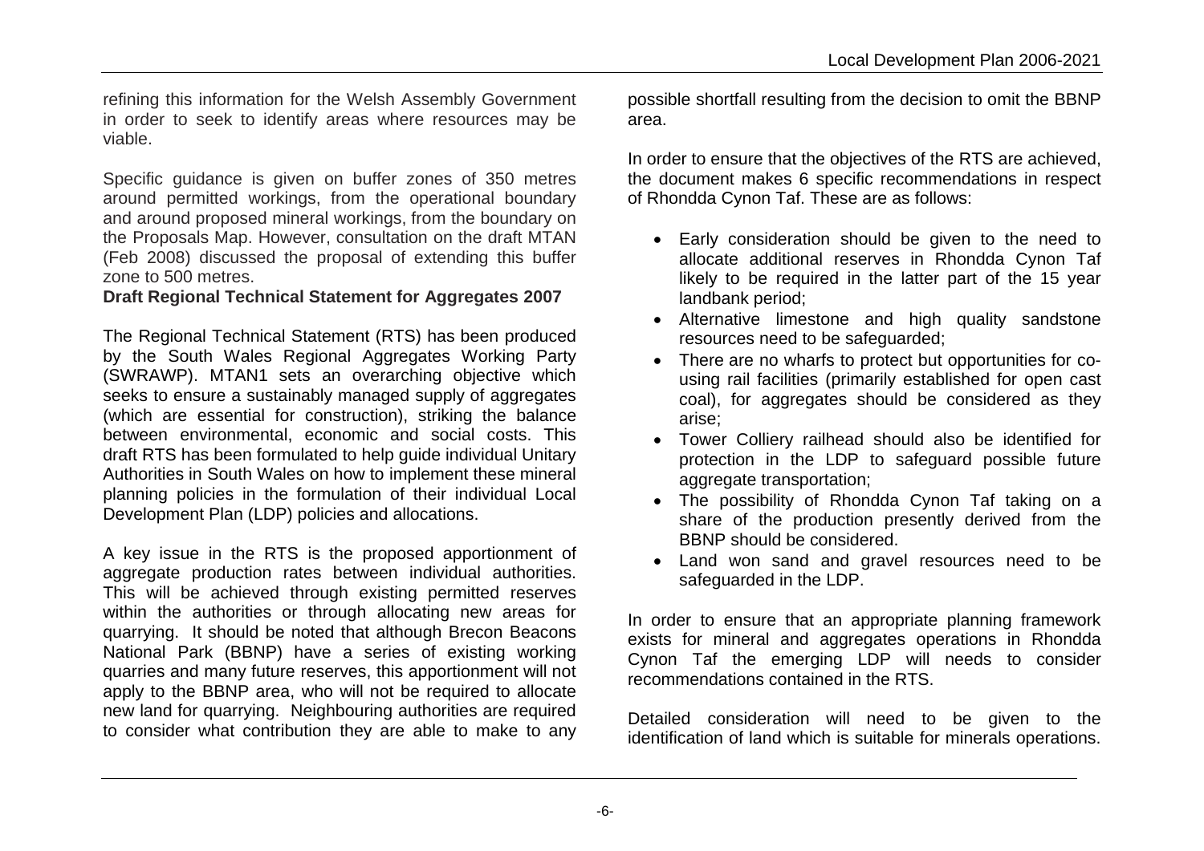refining this information for the Welsh Assembly Government in order to seek to identify areas where resources may be viable.

Specific guidance is given on buffer zones of 350 metres around permitted workings, from the operational boundary and around proposed mineral workings, from the boundary on the Proposals Map. However, consultation on the draft MTAN (Feb 2008) discussed the proposal of extending this buffer zone to 500 metres.

**Draft Regional Technical Statement for Aggregates 2007**

The Regional Technical Statement (RTS) has been produced by the South Wales Regional Aggregates Working Party (SWRAWP). MTAN1 sets an overarching objective which seeks to ensure a sustainably managed supply of aggregates (which are essential for construction), striking the balance between environmental, economic and social costs. This draft RTS has been formulated to help guide individual Unitary Authorities in South Wales on how to implement these mineral planning policies in the formulation of their individual Local Development Plan (LDP) policies and allocations.

A key issue in the RTS is the proposed apportionment of aggregate production rates between individual authorities. This will be achieved through existing permitted reserves within the authorities or through allocating new areas for quarrying. It should be noted that although Brecon Beacons National Park (BBNP) have a series of existing working quarries and many future reserves, this apportionment will not apply to the BBNP area, who will not be required to allocate new land for quarrying. Neighbouring authorities are required to consider what contribution they are able to make to any possible shortfall resulting from the decision to omit the BBNP area.

In order to ensure that the objectives of the RTS are achieved, the document makes 6 specific recommendations in respect of Rhondda Cynon Taf. These are as follows:

- Early consideration should be given to the need to allocate additional reserves in Rhondda Cynon Taf likely to be required in the latter part of the 15 year landbank period;
- Alternative limestone and high quality sandstone resources need to be safeguarded;
- There are no wharfs to protect but opportunities for co-using rail facilities (primarily established for open cast coal), for aggregates should be considered as they arise;
- Tower Colliery railhead should also be identified for protection in the LDP to safeguard possible future aggregate transportation;
- The possibility of Rhondda Cynon Taf taking on a share of the production presently derived from the BBNP should be considered.
- Land won sand and gravel resources need to be safeguarded in the LDP.

In order to ensure that an appropriate planning framework exists for mineral and aggregates operations in Rhondda Cynon Taf the emerging LDP will needs to consider recommendations contained in the RTS.

Detailed consideration will need to be given to the identification of land which is suitable for minerals operations.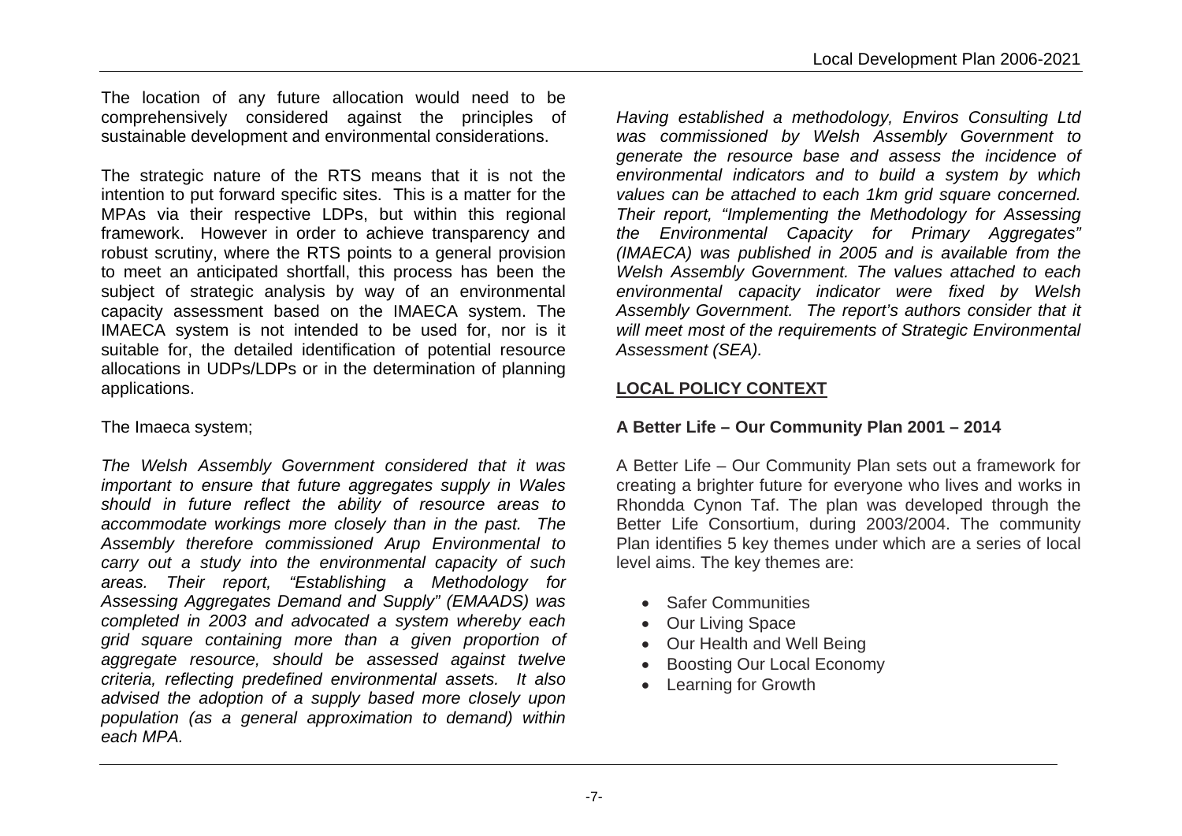The location of any future allocation would need to be comprehensively considered against the principles of sustainable development and environmental considerations.

The strategic nature of the RTS means that it is not the intention to put forward specific sites. This is a matter for the MPAs via their respective LDPs, but within this regional framework. However in order to achieve transparency and robust scrutiny, where the RTS points to a general provision to meet an anticipated shortfall, this process has been the subject of strategic analysis by way of an environmental capacity assessment based on the IMAECA system. The IMAECA system is not intended to be used for, nor is it suitable for, the detailed identification of potential resource allocations in UDPs/LDPs or in the determination of planning applications.

The Imaeca system;

*The Welsh Assembly Government considered that it was important to ensure that future aggregates supply in Wales should in future reflect the ability of resource areas to accommodate workings more closely than in the past. The Assembly therefore commissioned Arup Environmental to carry out a study into the environmental capacity of such areas. Their report, "Establishing a Methodology for Assessing Aggregates Demand and Supply" (EMAADS) was completed in 2003 and advocated a system whereby each grid square containing more than a given proportion of aggregate resource, should be assessed against twelve criteria, reflecting predefined environmental assets. It also advised the adoption of a supply based more closely upon population (as a general approximation to demand) within each MPA.*

*Having established a methodology, Enviros Consulting Ltd was commissioned by Welsh Assembly Government to generate the resource base and assess the incidence of environmental indicators and to build a system by which values can be attached to each 1km grid square concerned. Their report, "Implementing the Methodology for Assessing the Environmental Capacity for Primary Aggregates" (IMAECA) was published in 2005 and is available from the Welsh Assembly Government. The values attached to each environmental capacity indicator were fixed by Welsh Assembly Government. The report's authors consider that it will meet most of the requirements of Strategic Environmental Assessment (SEA).*

## LOCAL POLICY CONTEXT

### A Better Life – Our Community Plan 2001 – 2014

A Better Life – Our Community Plan sets out a framework for creating a brighter future for everyone who lives and works in Rhondda Cynon Taf. The plan was developed through the Better Life Consortium, during 2003/2004. The community Plan identifies 5 key themes under which are a series of local level aims. The key themes are:

- Safer Communities
- Our Living Space
- Our Health and Well Being
- Boosting Our Local Economy
- Learning for Growth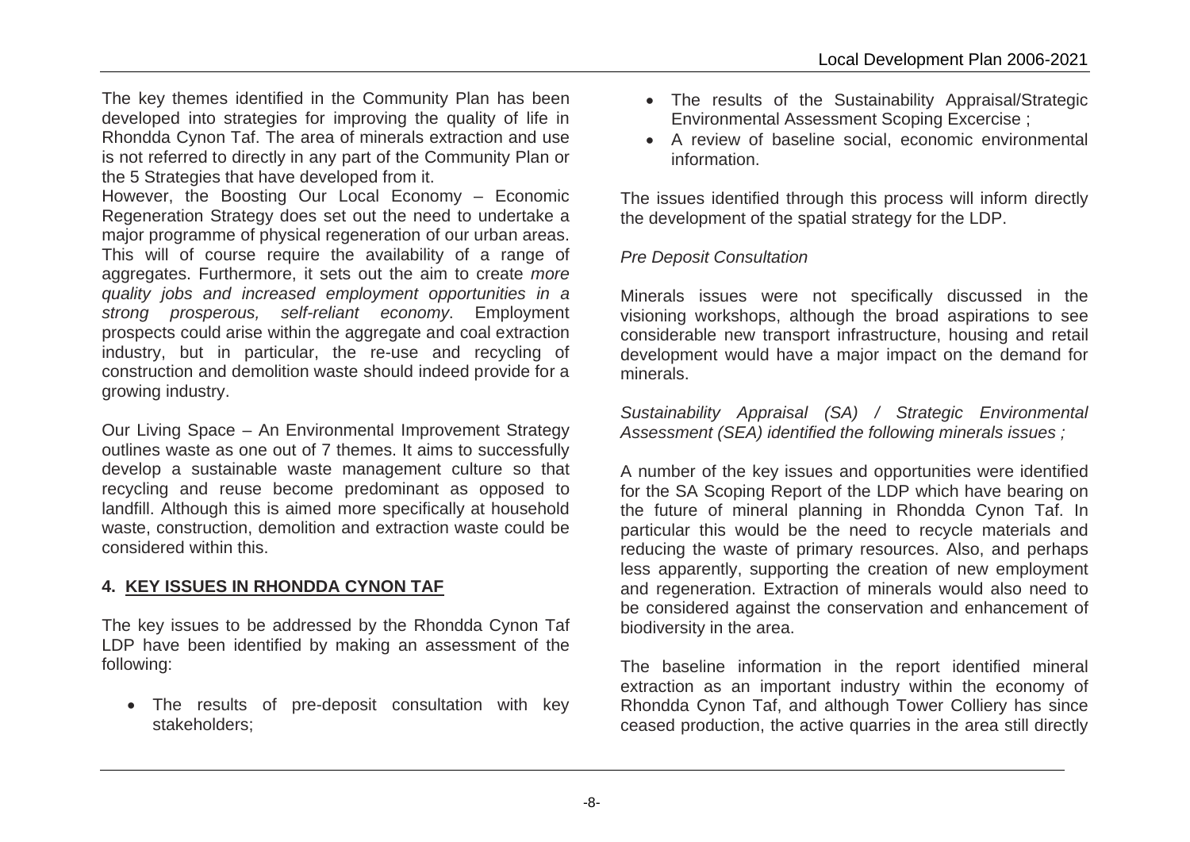The key themes identified in the Community Plan has been developed into strategies for improving the quality of life in Rhondda Cynon Taf. The area of minerals extraction and use is not referred to directly in any part of the Community Plan or the 5 Strategies that have developed from it.

However, the Boosting Our Local Economy – Economic Regeneration Strategy does set out the need to undertake a major programme of physical regeneration of our urban areas. This will of course require the availability of a range of aggregates. Furthermore, it sets out the aim to create *more quality jobs and increased employment opportunities in a strong prosperous, self-reliant economy*. Employment prospects could arise within the aggregate and coal extraction industry, but in particular, the re-use and recycling of construction and demolition waste should indeed provide for a growing industry.

Our Living Space – An Environmental Improvement Strategy outlines waste as one out of 7 themes. It aims to successfully develop a sustainable waste management culture so that recycling and reuse become predominant as opposed to landfill. Although this is aimed more specifically at household waste, construction, demolition and extraction waste could be considered within this.

## 4. KEY ISSUES IN RHONDDA CYNON TAF

The key issues to be addressed by the Rhondda Cynon Taf LDP have been identified by making an assessment of the following:

- The results of pre-deposit consultation with key stakeholders;
- The results of the Sustainability Appraisal/Strategic Environmental Assessment Scoping Excercise ;
- A review of baseline social, economic environmental information.

The issues identified through this process will inform directly the development of the spatial strategy for the LDP.

*Pre Deposit Consultation*

Minerals issues were not specifically discussed in the visioning workshops, although the broad aspirations to see considerable new transport infrastructure, housing and retail development would have a major impact on the demand for minerals.

*Sustainability Appraisal (SA) / Strategic Environmental Assessment (SEA) identified the following minerals issues ;*

A number of the key issues and opportunities were identified for the SA Scoping Report of the LDP which have bearing on the future of mineral planning in Rhondda Cynon Taf. In particular this would be the need to recycle materials and reducing the waste of primary resources. Also, and perhaps less apparently, supporting the creation of new employment and regeneration. Extraction of minerals would also need to be considered against the conservation and enhancement of biodiversity in the area.

The baseline information in the report identified mineral extraction as an important industry within the economy of Rhondda Cynon Taf, and although Tower Colliery has since ceased production, the active quarries in the area still directly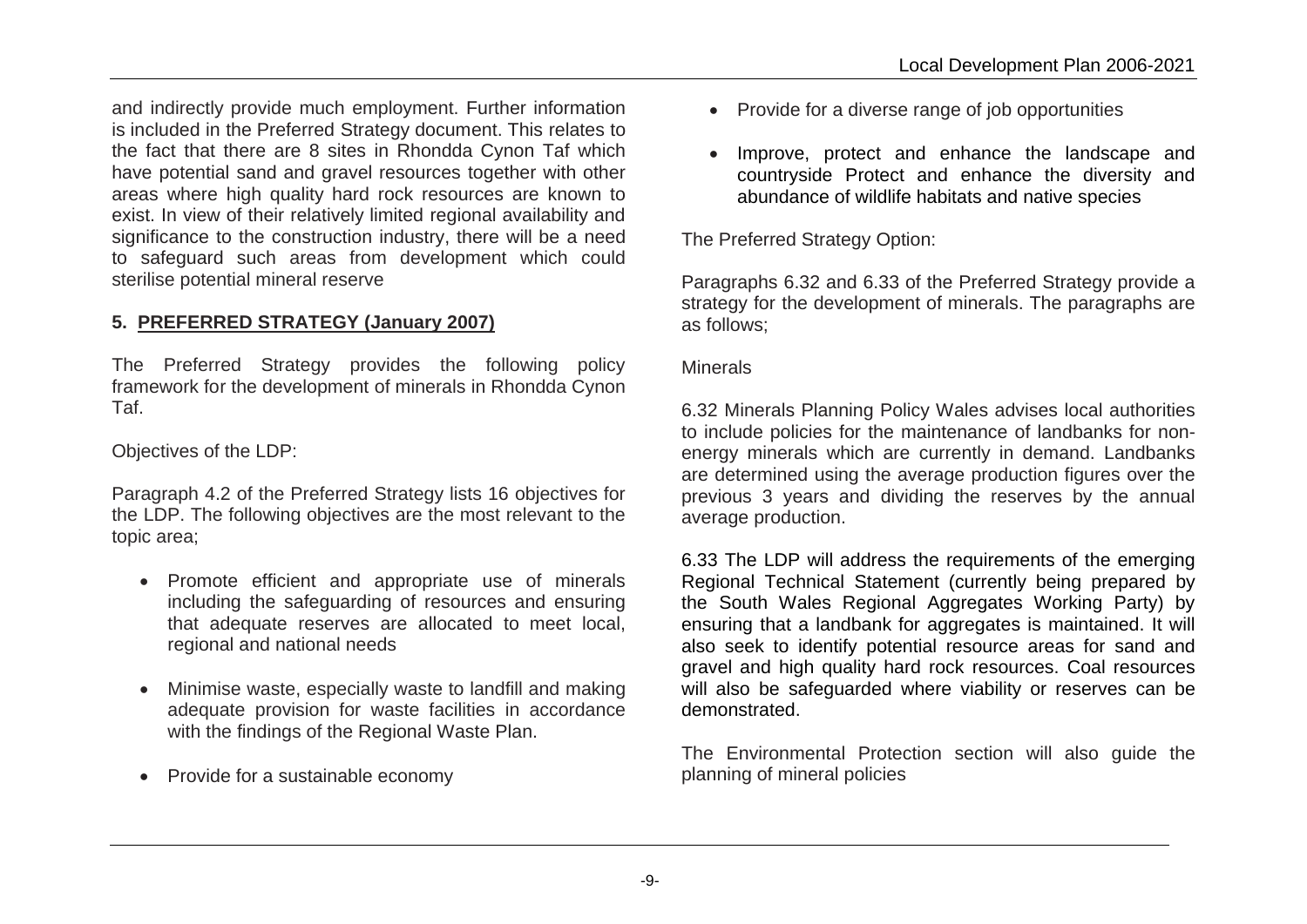and indirectly provide much employment. Further information is included in the Preferred Strategy document. This relates to the fact that there are 8 sites in Rhondda Cynon Taf which have potential sand and gravel resources together with other areas where high quality hard rock resources are known to exist. In view of their relatively limited regional availability and significance to the construction industry, there will be a need to safeguard such areas from development which could sterilise potential mineral reserve

## 5. PREFERRED STRATEGY (January 2007)

The Preferred Strategy provides the following policy framework for the development of minerals in Rhondda Cynon Taf.

Objectives of the LDP:

Paragraph 4.2 of the Preferred Strategy lists 16 objectives for the LDP. The following objectives are the most relevant to the topic area;

- Promote efficient and appropriate use of minerals including the safeguarding of resources and ensuring that adequate reserves are allocated to meet local, regional and national needs
- Minimise waste, especially waste to landfill and making adequate provision for waste facilities in accordance with the findings of the Regional Waste Plan.
- Provide for a sustainable economy
- Provide for a diverse range of job opportunities
- Improve, protect and enhance the landscape and countryside Protect and enhance the diversity and abundance of wildlife habitats and native species

The Preferred Strategy Option:

Paragraphs 6.32 and 6.33 of the Preferred Strategy provide a strategy for the development of minerals. The paragraphs are as follows;

Minerals

6.32 Minerals Planning Policy Wales advises local authorities to include policies for the maintenance of landbanks for non-energy minerals which are currently in demand. Landbanks are determined using the average production figures over the previous 3 years and dividing the reserves by the annual average production.

6.33 The LDP will address the requirements of the emerging Regional Technical Statement (currently being prepared by the South Wales Regional Aggregates Working Party) by ensuring that a landbank for aggregates is maintained. It will also seek to identify potential resource areas for sand and gravel and high quality hard rock resources. Coal resources will also be safeguarded where viability or reserves can be demonstrated.

The Environmental Protection section will also guide the planning of mineral policies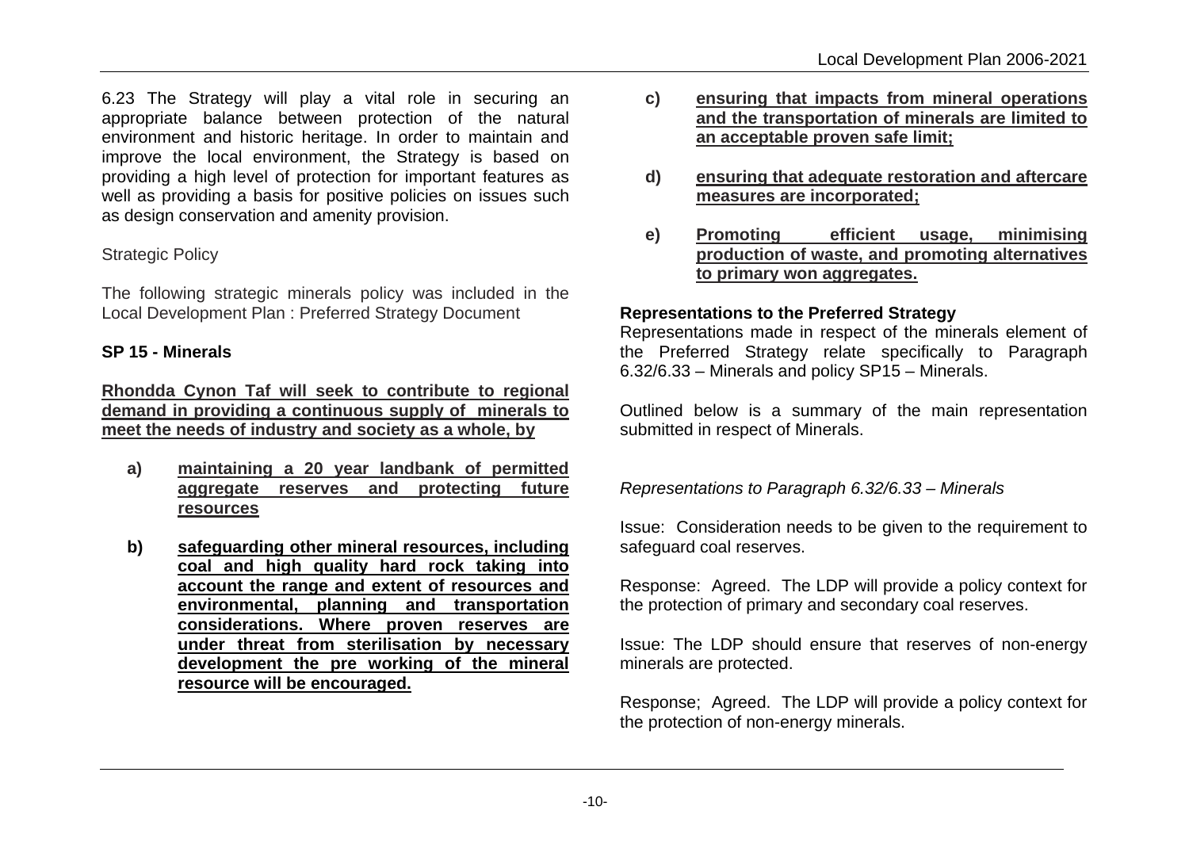6.23 The Strategy will play a vital role in securing an appropriate balance between protection of the natural environment and historic heritage. In order to maintain and improve the local environment, the Strategy is based on providing a high level of protection for important features as well as providing a basis for positive policies on issues such as design conservation and amenity provision.

Strategic Policy

The following strategic minerals policy was included in the Local Development Plan : Preferred Strategy Document

**SP 15 - Minerals**

**Rhondda Cynon Taf will seek to contribute to regional demand in providing a continuous supply of minerals to meet the needs of industry and society as a whole, by**

- **a) maintaining a 20 year landbank of permitted aggregate reserves and protecting future resources**
- **b) safeguarding other mineral resources, including coal and high quality hard rock taking into account the range and extent of resources and environmental, planning and transportation considerations. Where proven reserves are under threat from sterilisation by necessary development the pre working of the mineral resource will be encouraged.**
- **c) ensuring that impacts from mineral operations and the transportation of minerals are limited to an acceptable proven safe limit;**
- **d) ensuring that adequate restoration and aftercare measures are incorporated;**
- **e) Promoting efficient usage, minimising production of waste, and promoting alternatives to primary won aggregates.**

**Representations to the Preferred Strategy**

Representations made in respect of the minerals element of the Preferred Strategy relate specifically to Paragraph 6.32/6.33 – Minerals and policy SP15 – Minerals.

Outlined below is a summary of the main representation submitted in respect of Minerals.

*Representations to Paragraph 6.32/6.33 – Minerals*

Issue: Consideration needs to be given to the requirement to safeguard coal reserves.

Response: Agreed. The LDP will provide a policy context for the protection of primary and secondary coal reserves.

Issue: The LDP should ensure that reserves of non-energy minerals are protected.

Response; Agreed. The LDP will provide a policy context for the protection of non-energy minerals.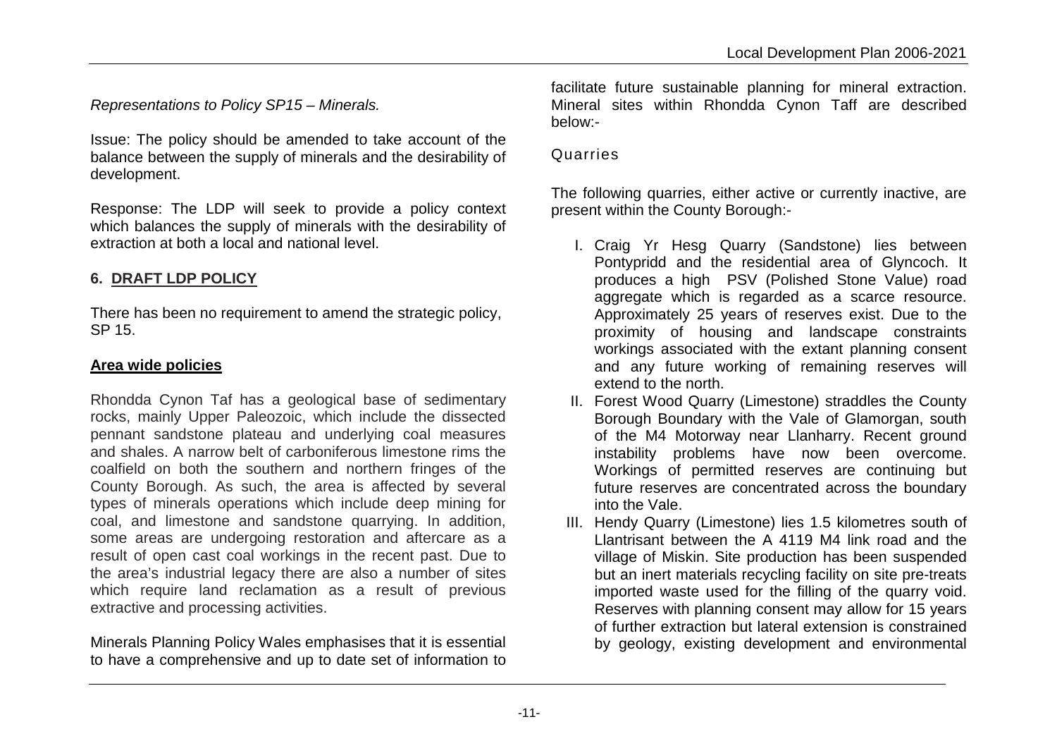*Representations to Policy SP15 – Minerals.*

Issue: The policy should be amended to take account of the balance between the supply of minerals and the desirability of development.

Response: The LDP will seek to provide a policy context which balances the supply of minerals with the desirability of extraction at both a local and national level.

## 6. DRAFT LDP POLICY

There has been no requirement to amend the strategic policy, SP 15.

### Area wide policies

Rhondda Cynon Taf has a geological base of sedimentary rocks, mainly Upper Paleozoic, which include the dissected pennant sandstone plateau and underlying coal measures and shales. A narrow belt of carboniferous limestone rims the coalfield on both the southern and northern fringes of the County Borough. As such, the area is affected by several types of minerals operations which include deep mining for coal, and limestone and sandstone quarrying. In addition, some areas are undergoing restoration and aftercare as a result of open cast coal workings in the recent past. Due to the area's industrial legacy there are also a number of sites which require land reclamation as a result of previous extractive and processing activities.

Minerals Planning Policy Wales emphasises that it is essential to have a comprehensive and up to date set of information to facilitate future sustainable planning for mineral extraction. Mineral sites within Rhondda Cynon Taff are described below:-

#### Quarries

The following quarries, either active or currently inactive, are present within the County Borough:-

I. Craig Yr Hesg Quarry (Sandstone) lies between Pontypridd and the residential area of Glyncoch. It produces a high PSV (Polished Stone Value) road aggregate which is regarded as a scarce resource. Approximately 25 years of reserves exist. Due to the proximity of housing and landscape constraints workings associated with the extant planning consent and any future working of remaining reserves will extend to the north.
II. Forest Wood Quarry (Limestone) straddles the County Borough Boundary with the Vale of Glamorgan, south of the M4 Motorway near Llanharry. Recent ground instability problems have now been overcome. Workings of permitted reserves are continuing but future reserves are concentrated across the boundary into the Vale.
III. Hendy Quarry (Limestone) lies 1.5 kilometres south of Llantrisant between the A 4119 M4 link road and the village of Miskin. Site production has been suspended but an inert materials recycling facility on site pre-treats imported waste used for the filling of the quarry void. Reserves with planning consent may allow for 15 years of further extraction but lateral extension is constrained by geology, existing development and environmental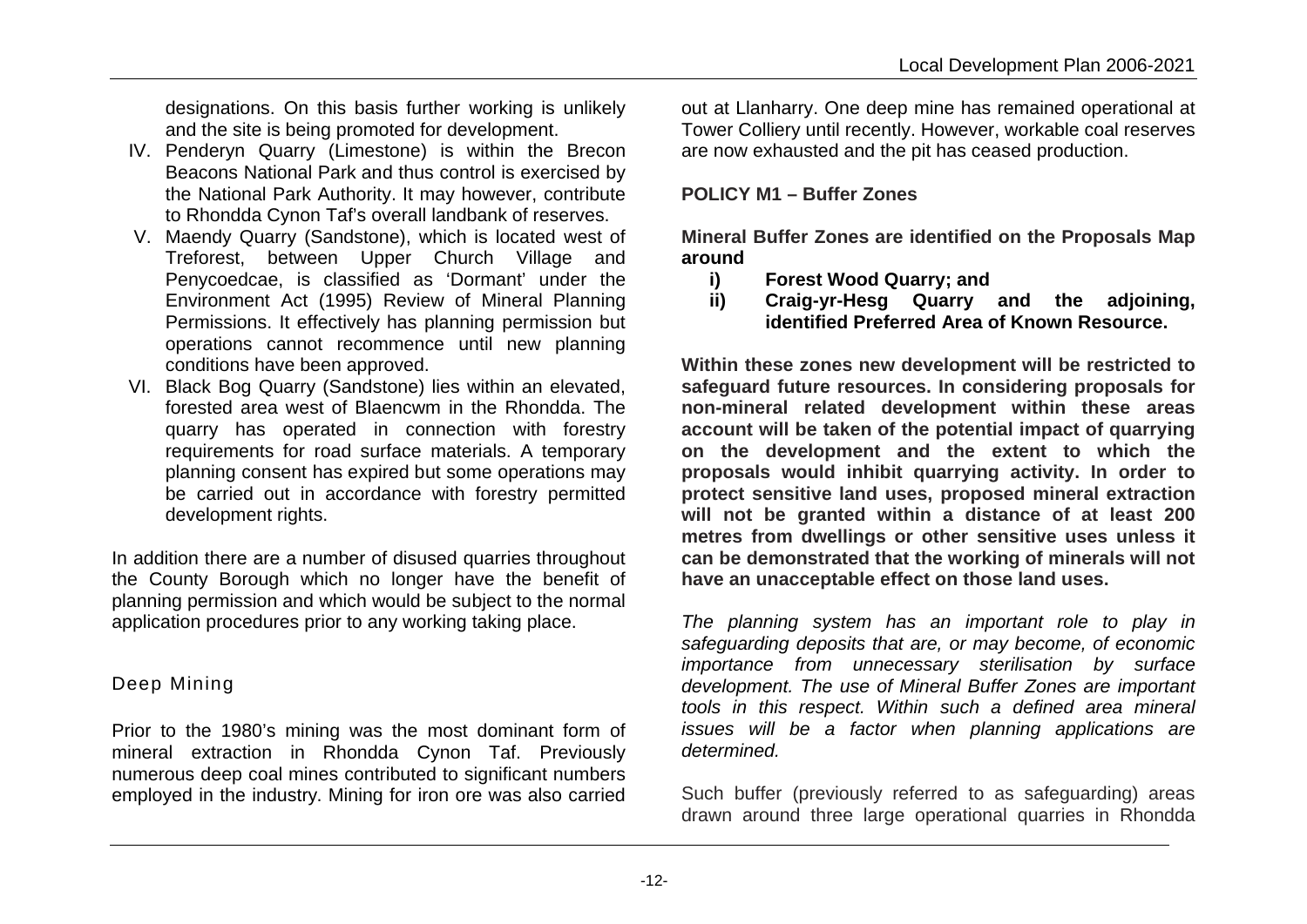designations. On this basis further working is unlikely and the site is being promoted for development.

IV. Penderyn Quarry (Limestone) is within the Brecon Beacons National Park and thus control is exercised by the National Park Authority. It may however, contribute to Rhondda Cynon Taf's overall landbank of reserves.

V. Maendy Quarry (Sandstone), which is located west of Treforest, between Upper Church Village and Penycoedcae, is classified as 'Dormant' under the Environment Act (1995) Review of Mineral Planning Permissions. It effectively has planning permission but operations cannot recommence until new planning conditions have been approved.

VI. Black Bog Quarry (Sandstone) lies within an elevated, forested area west of Blaencwm in the Rhondda. The quarry has operated in connection with forestry requirements for road surface materials. A temporary planning consent has expired but some operations may be carried out in accordance with forestry permitted development rights.

In addition there are a number of disused quarries throughout the County Borough which no longer have the benefit of planning permission and which would be subject to the normal application procedures prior to any working taking place.

## Deep Mining

Prior to the 1980's mining was the most dominant form of mineral extraction in Rhondda Cynon Taf. Previously numerous deep coal mines contributed to significant numbers employed in the industry. Mining for iron ore was also carried out at Llanharry. One deep mine has remained operational at Tower Colliery until recently. However, workable coal reserves are now exhausted and the pit has ceased production.

**POLICY M1 – Buffer Zones**

**Mineral Buffer Zones are identified on the Proposals Map around**

**i) Forest Wood Quarry; and**

**ii) Craig-yr-Hesg Quarry and the adjoining, identified Preferred Area of Known Resource.**

**Within these zones new development will be restricted to safeguard future resources. In considering proposals for non-mineral related development within these areas account will be taken of the potential impact of quarrying on the development and the extent to which the proposals would inhibit quarrying activity. In order to protect sensitive land uses, proposed mineral extraction will not be granted within a distance of at least 200 metres from dwellings or other sensitive uses unless it can be demonstrated that the working of minerals will not have an unacceptable effect on those land uses.**

*The planning system has an important role to play in safeguarding deposits that are, or may become, of economic importance from unnecessary sterilisation by surface development. The use of Mineral Buffer Zones are important tools in this respect. Within such a defined area mineral issues will be a factor when planning applications are determined.*

Such buffer (previously referred to as safeguarding) areas drawn around three large operational quarries in Rhondda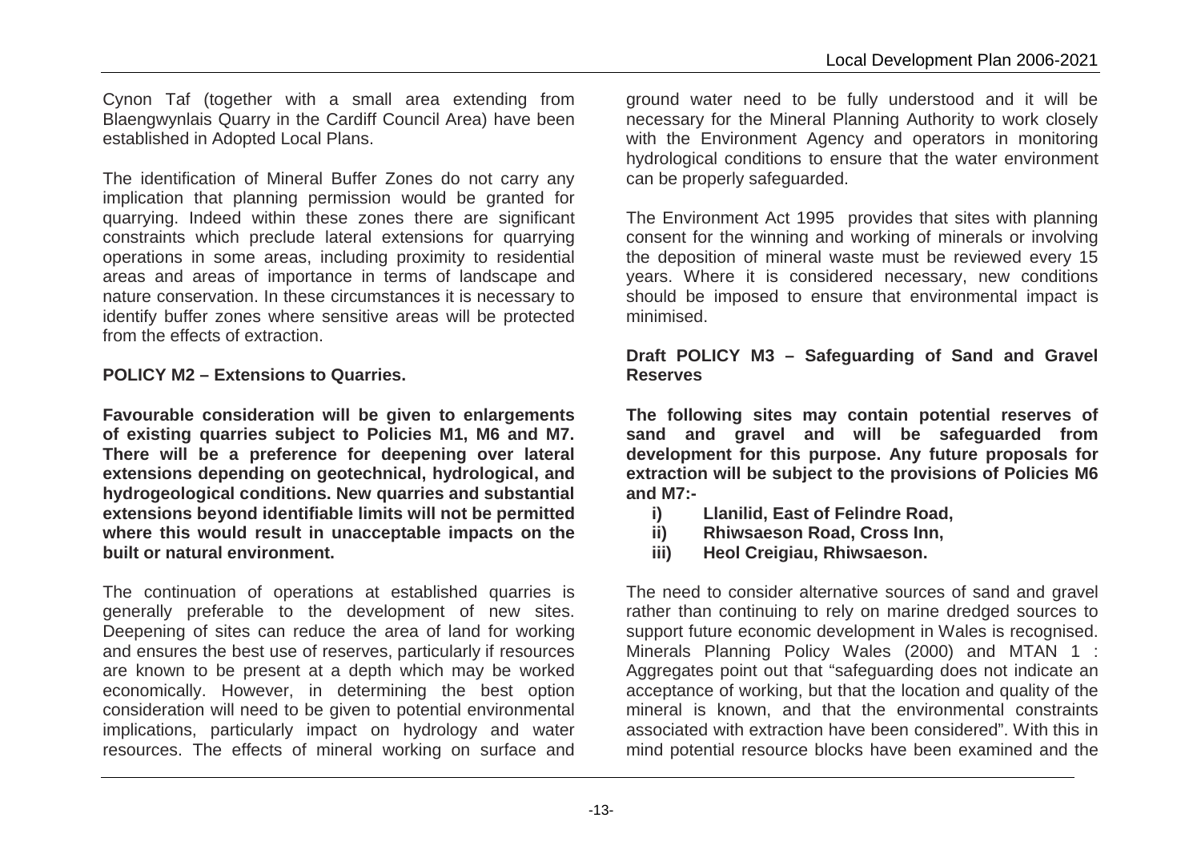Cynon Taf (together with a small area extending from Blaengwynlais Quarry in the Cardiff Council Area) have been established in Adopted Local Plans.

The identification of Mineral Buffer Zones do not carry any implication that planning permission would be granted for quarrying. Indeed within these zones there are significant constraints which preclude lateral extensions for quarrying operations in some areas, including proximity to residential areas and areas of importance in terms of landscape and nature conservation. In these circumstances it is necessary to identify buffer zones where sensitive areas will be protected from the effects of extraction.

**POLICY M2 – Extensions to Quarries.**

**Favourable consideration will be given to enlargements of existing quarries subject to Policies M1, M6 and M7. There will be a preference for deepening over lateral extensions depending on geotechnical, hydrological, and hydrogeological conditions. New quarries and substantial extensions beyond identifiable limits will not be permitted where this would result in unacceptable impacts on the built or natural environment.**

The continuation of operations at established quarries is generally preferable to the development of new sites. Deepening of sites can reduce the area of land for working and ensures the best use of reserves, particularly if resources are known to be present at a depth which may be worked economically. However, in determining the best option consideration will need to be given to potential environmental implications, particularly impact on hydrology and water resources. The effects of mineral working on surface and ground water need to be fully understood and it will be necessary for the Mineral Planning Authority to work closely with the Environment Agency and operators in monitoring hydrological conditions to ensure that the water environment can be properly safeguarded.

The Environment Act 1995 provides that sites with planning consent for the winning and working of minerals or involving the deposition of mineral waste must be reviewed every 15 years. Where it is considered necessary, new conditions should be imposed to ensure that environmental impact is minimised.

**Draft POLICY M3 – Safeguarding of Sand and Gravel Reserves**

**The following sites may contain potential reserves of sand and gravel and will be safeguarded from development for this purpose. Any future proposals for extraction will be subject to the provisions of Policies M6 and M7:-**

- **i) Llanilid, East of Felindre Road,**
- **ii) Rhiwsaeson Road, Cross Inn,**
- **iii) Heol Creigiau, Rhiwsaeson.**

The need to consider alternative sources of sand and gravel rather than continuing to rely on marine dredged sources to support future economic development in Wales is recognised. Minerals Planning Policy Wales (2000) and MTAN 1 : Aggregates point out that "safeguarding does not indicate an acceptance of working, but that the location and quality of the mineral is known, and that the environmental constraints associated with extraction have been considered". With this in mind potential resource blocks have been examined and the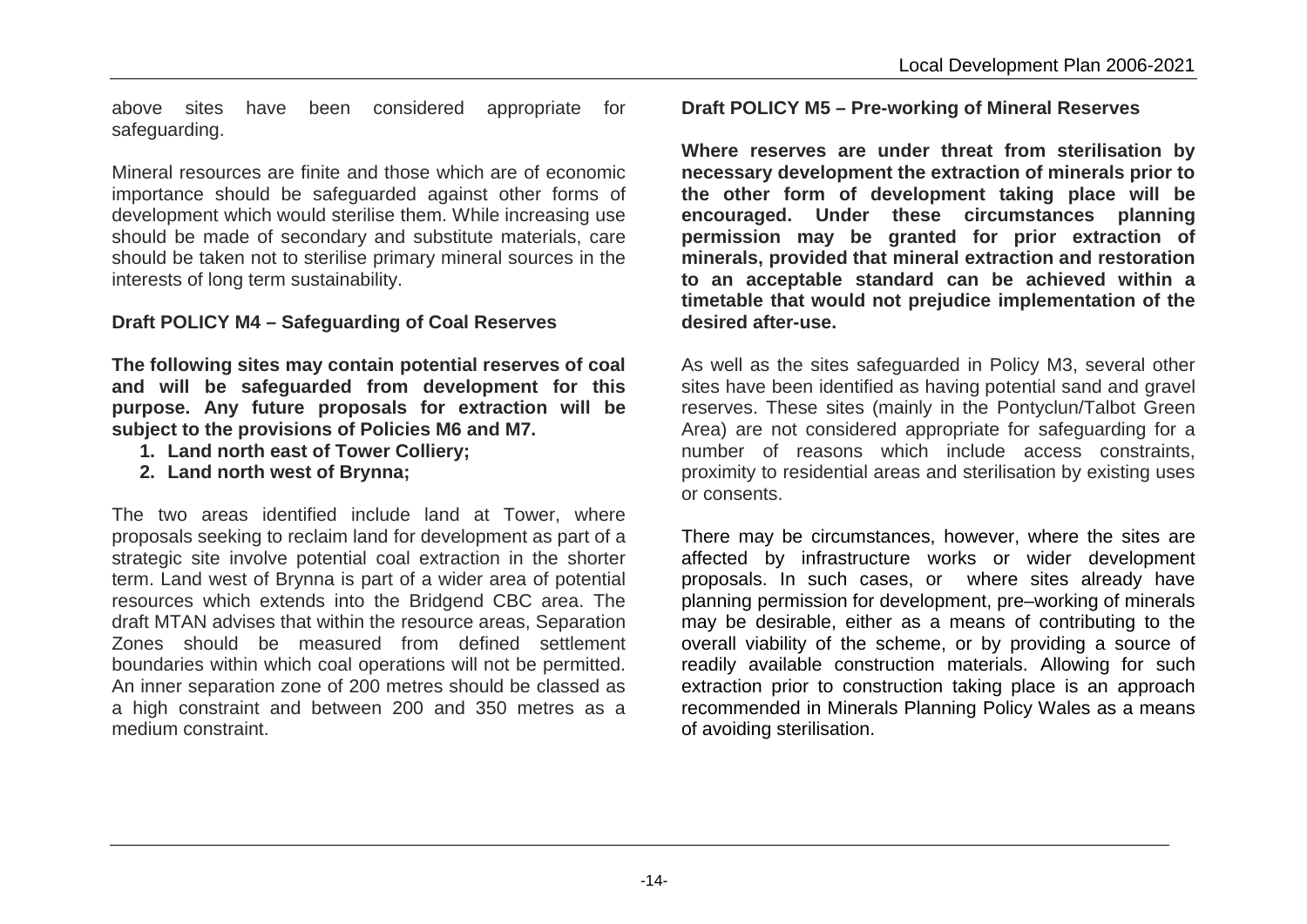above sites have been considered appropriate for safeguarding.

Mineral resources are finite and those which are of economic importance should be safeguarded against other forms of development which would sterilise them. While increasing use should be made of secondary and substitute materials, care should be taken not to sterilise primary mineral sources in the interests of long term sustainability.

**Draft POLICY M4 – Safeguarding of Coal Reserves**

**The following sites may contain potential reserves of coal and will be safeguarded from development for this purpose. Any future proposals for extraction will be subject to the provisions of Policies M6 and M7.**

1. **Land north east of Tower Colliery;**
2. **Land north west of Brynna;**

The two areas identified include land at Tower, where proposals seeking to reclaim land for development as part of a strategic site involve potential coal extraction in the shorter term. Land west of Brynna is part of a wider area of potential resources which extends into the Bridgend CBC area. The draft MTAN advises that within the resource areas, Separation Zones should be measured from defined settlement boundaries within which coal operations will not be permitted. An inner separation zone of 200 metres should be classed as a high constraint and between 200 and 350 metres as a medium constraint.

**Draft POLICY M5 – Pre-working of Mineral Reserves**

**Where reserves are under threat from sterilisation by necessary development the extraction of minerals prior to the other form of development taking place will be encouraged. Under these circumstances planning permission may be granted for prior extraction of minerals, provided that mineral extraction and restoration to an acceptable standard can be achieved within a timetable that would not prejudice implementation of the desired after-use.**

As well as the sites safeguarded in Policy M3, several other sites have been identified as having potential sand and gravel reserves. These sites (mainly in the Pontyclun/Talbot Green Area) are not considered appropriate for safeguarding for a number of reasons which include access constraints, proximity to residential areas and sterilisation by existing uses or consents.

There may be circumstances, however, where the sites are affected by infrastructure works or wider development proposals. In such cases, or where sites already have planning permission for development, pre–working of minerals may be desirable, either as a means of contributing to the overall viability of the scheme, or by providing a source of readily available construction materials. Allowing for such extraction prior to construction taking place is an approach recommended in Minerals Planning Policy Wales as a means of avoiding sterilisation.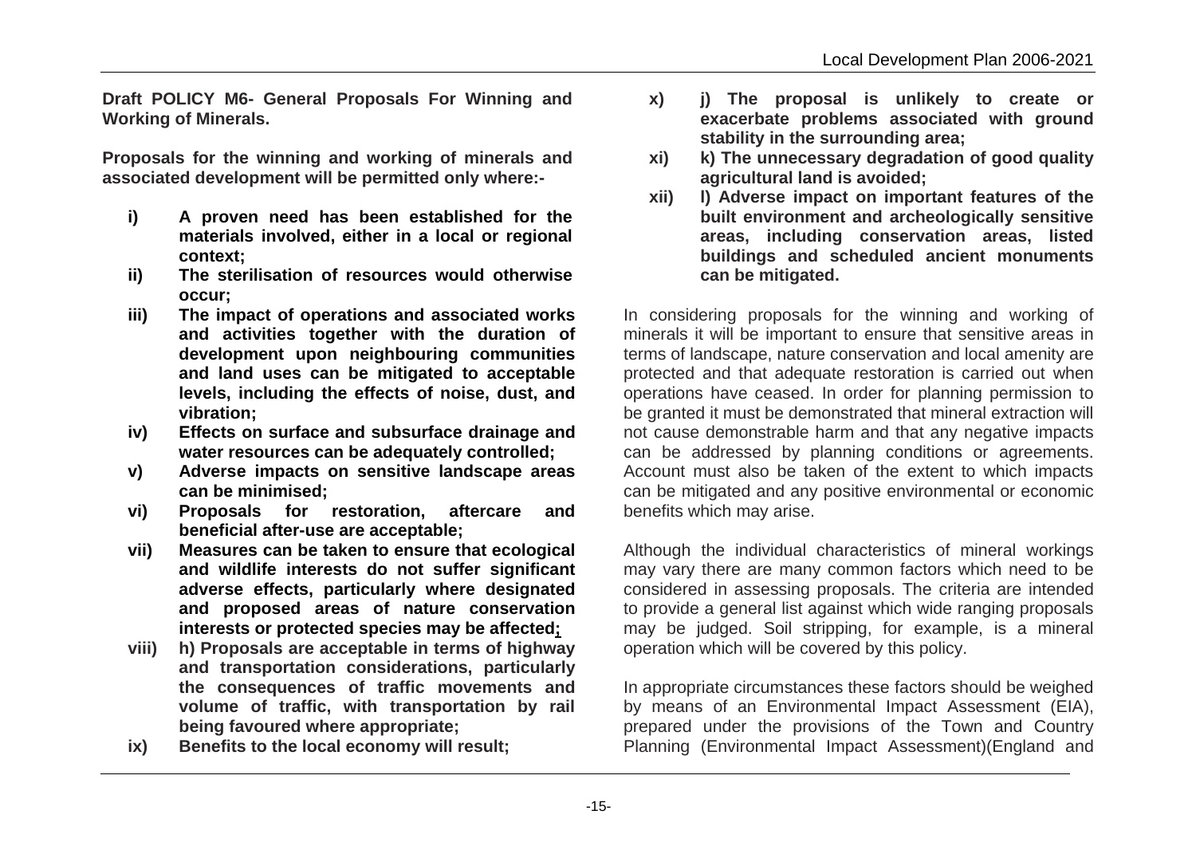**Draft POLICY M6- General Proposals For Winning and Working of Minerals.**

**Proposals for the winning and working of minerals and associated development will be permitted only where:-**

- **i) A proven need has been established for the materials involved, either in a local or regional context;**
- **ii) The sterilisation of resources would otherwise occur;**
- **iii) The impact of operations and associated works and activities together with the duration of development upon neighbouring communities and land uses can be mitigated to acceptable levels, including the effects of noise, dust, and vibration;**
- **iv) Effects on surface and subsurface drainage and water resources can be adequately controlled;**
- **v) Adverse impacts on sensitive landscape areas can be minimised;**
- **vi) Proposals for restoration, aftercare and beneficial after-use are acceptable;**
- **vii) Measures can be taken to ensure that ecological and wildlife interests do not suffer significant adverse effects, particularly where designated and proposed areas of nature conservation interests or protected species may be affected;**
- **viii) h) Proposals are acceptable in terms of highway and transportation considerations, particularly the consequences of traffic movements and volume of traffic, with transportation by rail being favoured where appropriate;**
- **ix) Benefits to the local economy will result;**
- **x) j) The proposal is unlikely to create or exacerbate problems associated with ground stability in the surrounding area;**
- **xi) k) The unnecessary degradation of good quality agricultural land is avoided;**
- **xii) l) Adverse impact on important features of the built environment and archeologically sensitive areas, including conservation areas, listed buildings and scheduled ancient monuments can be mitigated.**

In considering proposals for the winning and working of minerals it will be important to ensure that sensitive areas in terms of landscape, nature conservation and local amenity are protected and that adequate restoration is carried out when operations have ceased. In order for planning permission to be granted it must be demonstrated that mineral extraction will not cause demonstrable harm and that any negative impacts can be addressed by planning conditions or agreements. Account must also be taken of the extent to which impacts can be mitigated and any positive environmental or economic benefits which may arise.

Although the individual characteristics of mineral workings may vary there are many common factors which need to be considered in assessing proposals. The criteria are intended to provide a general list against which wide ranging proposals may be judged. Soil stripping, for example, is a mineral operation which will be covered by this policy.

In appropriate circumstances these factors should be weighed by means of an Environmental Impact Assessment (EIA), prepared under the provisions of the Town and Country Planning (Environmental Impact Assessment)(England and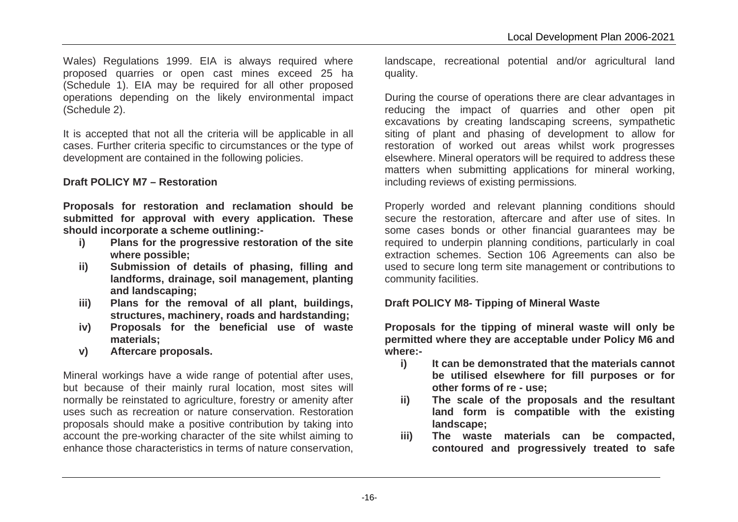Wales) Regulations 1999. EIA is always required where proposed quarries or open cast mines exceed 25 ha (Schedule 1). EIA may be required for all other proposed operations depending on the likely environmental impact (Schedule 2).

It is accepted that not all the criteria will be applicable in all cases. Further criteria specific to circumstances or the type of development are contained in the following policies.

**Draft POLICY M7 – Restoration**

**Proposals for restoration and reclamation should be submitted for approval with every application. These should incorporate a scheme outlining:-**

- **i) Plans for the progressive restoration of the site where possible;**
- **ii) Submission of details of phasing, filling and landforms, drainage, soil management, planting and landscaping;**
- **iii) Plans for the removal of all plant, buildings, structures, machinery, roads and hardstanding;**
- **iv) Proposals for the beneficial use of waste materials;**
- **v) Aftercare proposals.**

Mineral workings have a wide range of potential after uses, but because of their mainly rural location, most sites will normally be reinstated to agriculture, forestry or amenity after uses such as recreation or nature conservation. Restoration proposals should make a positive contribution by taking into account the pre-working character of the site whilst aiming to enhance those characteristics in terms of nature conservation, landscape, recreational potential and/or agricultural land quality.

During the course of operations there are clear advantages in reducing the impact of quarries and other open pit excavations by creating landscaping screens, sympathetic siting of plant and phasing of development to allow for restoration of worked out areas whilst work progresses elsewhere. Mineral operators will be required to address these matters when submitting applications for mineral working, including reviews of existing permissions.

Properly worded and relevant planning conditions should secure the restoration, aftercare and after use of sites. In some cases bonds or other financial guarantees may be required to underpin planning conditions, particularly in coal extraction schemes. Section 106 Agreements can also be used to secure long term site management or contributions to community facilities.

**Draft POLICY M8- Tipping of Mineral Waste**

**Proposals for the tipping of mineral waste will only be permitted where they are acceptable under Policy M6 and where:-**

- **i) It can be demonstrated that the materials cannot be utilised elsewhere for fill purposes or for other forms of re - use;**
- **ii) The scale of the proposals and the resultant land form is compatible with the existing landscape;**
- **iii) The waste materials can be compacted, contoured and progressively treated to safe**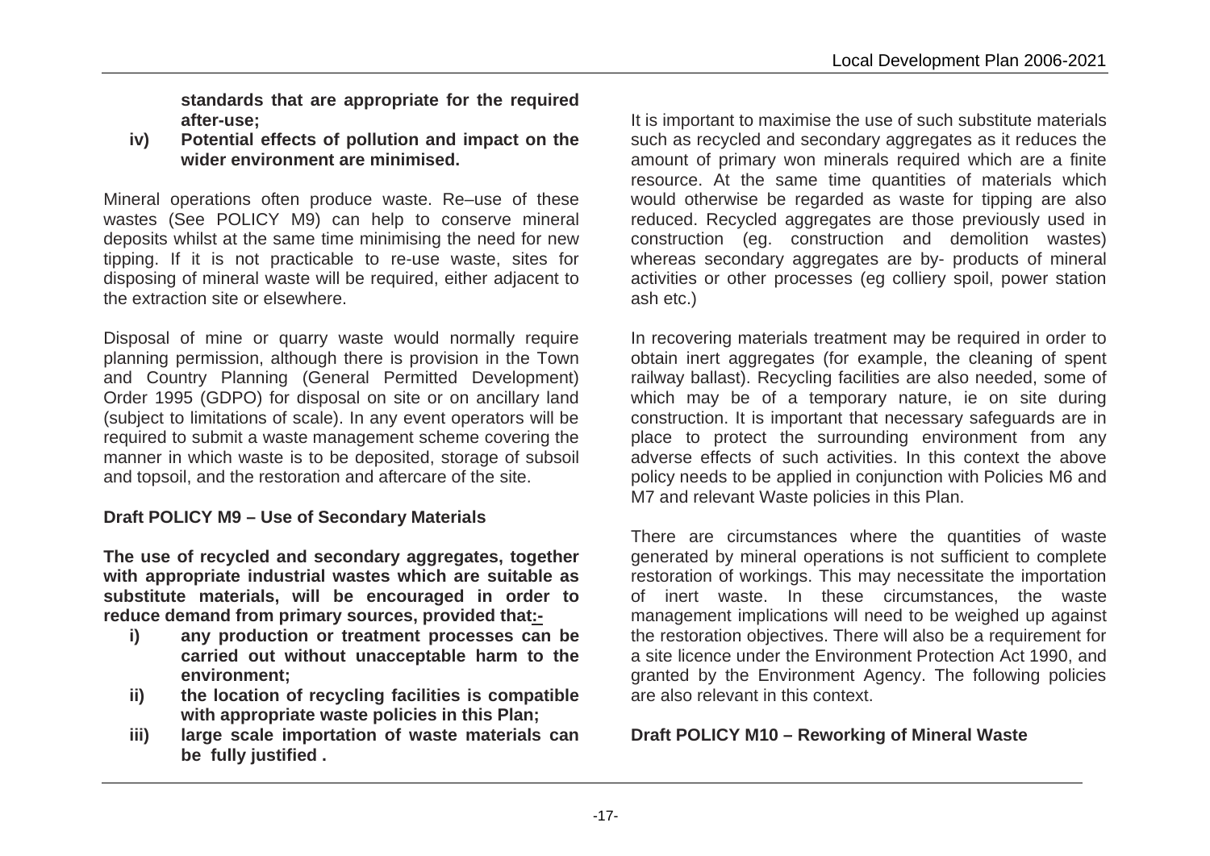**standards that are appropriate for the required after-use;**

**iv) Potential effects of pollution and impact on the wider environment are minimised.**

Mineral operations often produce waste. Re–use of these wastes (See POLICY M9) can help to conserve mineral deposits whilst at the same time minimising the need for new tipping. If it is not practicable to re-use waste, sites for disposing of mineral waste will be required, either adjacent to the extraction site or elsewhere.

Disposal of mine or quarry waste would normally require planning permission, although there is provision in the Town and Country Planning (General Permitted Development) Order 1995 (GDPO) for disposal on site or on ancillary land (subject to limitations of scale). In any event operators will be required to submit a waste management scheme covering the manner in which waste is to be deposited, storage of subsoil and topsoil, and the restoration and aftercare of the site.

**Draft POLICY M9 – Use of Secondary Materials**

**The use of recycled and secondary aggregates, together with appropriate industrial wastes which are suitable as substitute materials, will be encouraged in order to reduce demand from primary sources, provided that:-**

**i) any production or treatment processes can be carried out without unacceptable harm to the environment;**

**ii) the location of recycling facilities is compatible with appropriate waste policies in this Plan;**

**iii) large scale importation of waste materials can be fully justified .**

It is important to maximise the use of such substitute materials such as recycled and secondary aggregates as it reduces the amount of primary won minerals required which are a finite resource. At the same time quantities of materials which would otherwise be regarded as waste for tipping are also reduced. Recycled aggregates are those previously used in construction (eg. construction and demolition wastes) whereas secondary aggregates are by- products of mineral activities or other processes (eg colliery spoil, power station ash etc.)

In recovering materials treatment may be required in order to obtain inert aggregates (for example, the cleaning of spent railway ballast). Recycling facilities are also needed, some of which may be of a temporary nature, ie on site during construction. It is important that necessary safeguards are in place to protect the surrounding environment from any adverse effects of such activities. In this context the above policy needs to be applied in conjunction with Policies M6 and M7 and relevant Waste policies in this Plan.

There are circumstances where the quantities of waste generated by mineral operations is not sufficient to complete restoration of workings. This may necessitate the importation of inert waste. In these circumstances, the waste management implications will need to be weighed up against the restoration objectives. There will also be a requirement for a site licence under the Environment Protection Act 1990, and granted by the Environment Agency. The following policies are also relevant in this context.

**Draft POLICY M10 – Reworking of Mineral Waste**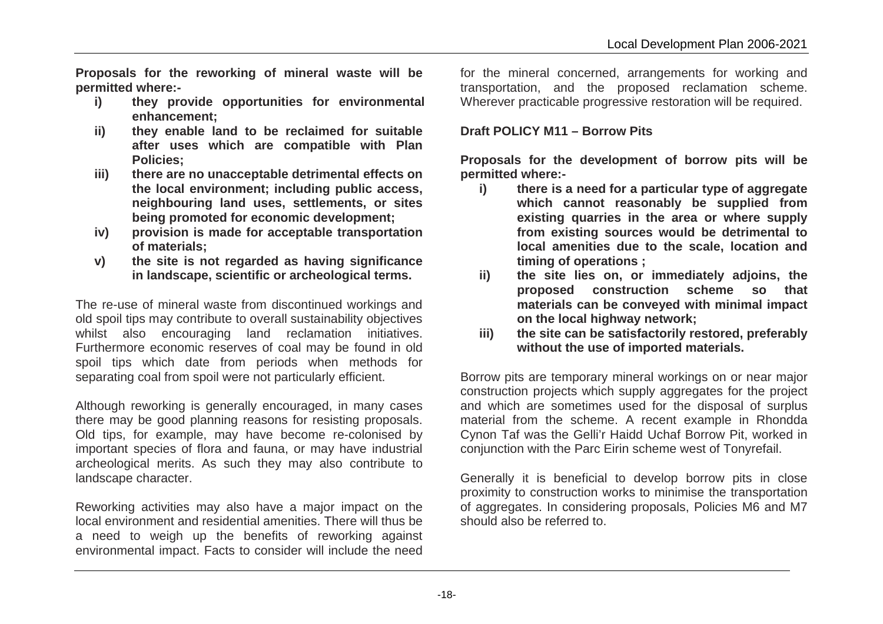**Proposals for the reworking of mineral waste will be permitted where:-**

- **i) they provide opportunities for environmental enhancement;**
- **ii) they enable land to be reclaimed for suitable after uses which are compatible with Plan Policies;**
- **iii) there are no unacceptable detrimental effects on the local environment; including public access, neighbouring land uses, settlements, or sites being promoted for economic development;**
- **iv) provision is made for acceptable transportation of materials;**
- **v) the site is not regarded as having significance in landscape, scientific or archeological terms.**

The re-use of mineral waste from discontinued workings and old spoil tips may contribute to overall sustainability objectives whilst also encouraging land reclamation initiatives. Furthermore economic reserves of coal may be found in old spoil tips which date from periods when methods for separating coal from spoil were not particularly efficient.

Although reworking is generally encouraged, in many cases there may be good planning reasons for resisting proposals. Old tips, for example, may have become re-colonised by important species of flora and fauna, or may have industrial archeological merits. As such they may also contribute to landscape character.

Reworking activities may also have a major impact on the local environment and residential amenities. There will thus be a need to weigh up the benefits of reworking against environmental impact. Facts to consider will include the need for the mineral concerned, arrangements for working and transportation, and the proposed reclamation scheme. Wherever practicable progressive restoration will be required.

**Draft POLICY M11 – Borrow Pits**

**Proposals for the development of borrow pits will be permitted where:-**

- **i) there is a need for a particular type of aggregate which cannot reasonably be supplied from existing quarries in the area or where supply from existing sources would be detrimental to local amenities due to the scale, location and timing of operations ;**
- **ii) the site lies on, or immediately adjoins, the proposed construction scheme so that materials can be conveyed with minimal impact on the local highway network;**
- **iii) the site can be satisfactorily restored, preferably without the use of imported materials.**

Borrow pits are temporary mineral workings on or near major construction projects which supply aggregates for the project and which are sometimes used for the disposal of surplus material from the scheme. A recent example in Rhondda Cynon Taf was the Gelli'r Haidd Uchaf Borrow Pit, worked in conjunction with the Parc Eirin scheme west of Tonyrefail.

Generally it is beneficial to develop borrow pits in close proximity to construction works to minimise the transportation of aggregates. In considering proposals, Policies M6 and M7 should also be referred to.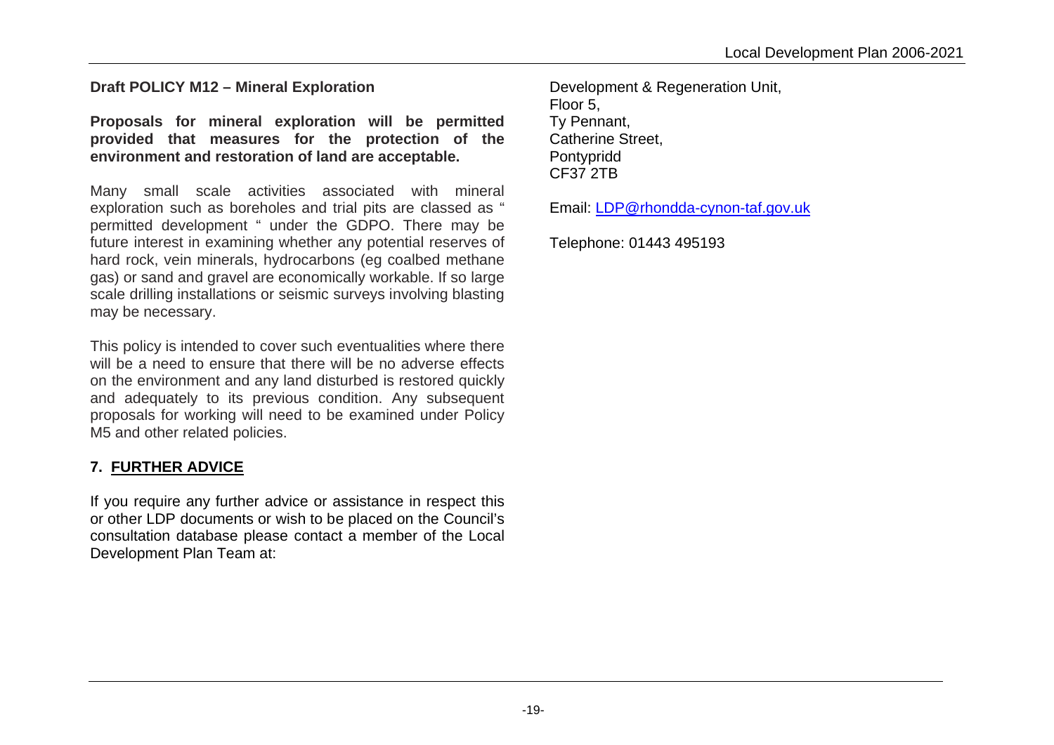**Draft POLICY M12 – Mineral Exploration**

**Proposals for mineral exploration will be permitted provided that measures for the protection of the environment and restoration of land are acceptable.**

Many small scale activities associated with mineral exploration such as boreholes and trial pits are classed as " permitted development " under the GDPO. There may be future interest in examining whether any potential reserves of hard rock, vein minerals, hydrocarbons (eg coalbed methane gas) or sand and gravel are economically workable. If so large scale drilling installations or seismic surveys involving blasting may be necessary.

This policy is intended to cover such eventualities where there will be a need to ensure that there will be no adverse effects on the environment and any land disturbed is restored quickly and adequately to its previous condition. Any subsequent proposals for working will need to be examined under Policy M5 and other related policies.

## 7. FURTHER ADVICE

If you require any further advice or assistance in respect this or other LDP documents or wish to be placed on the Council's consultation database please contact a member of the Local Development Plan Team at:

Development & Regeneration Unit,
Floor 5,
Ty Pennant,
Catherine Street,
Pontypridd
CF37 2TB

Email: LDP@rhondda-cynon-taf.gov.uk

Telephone: 01443 495193